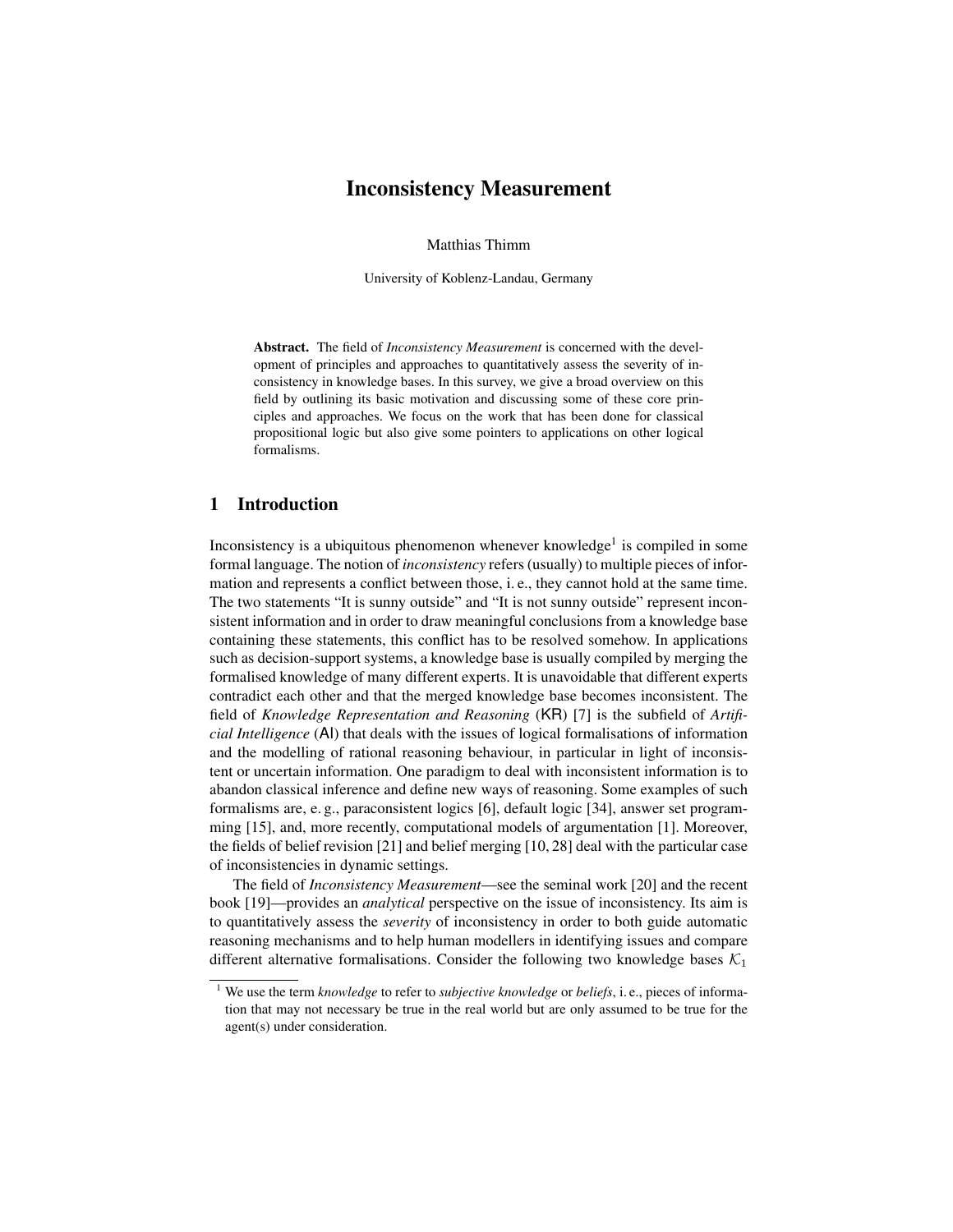# Inconsistency Measurement

Matthias Thimm

University of Koblenz-Landau, Germany

**Abstract.** The field of *Inconsistency Measurement* is concerned with the development of principles and approaches to quantitatively assess the severity of inconsistency in knowledge bases. In this survey, we give a broad overview on this field by outlining its basic motivation and discussing some of these core principles and approaches. We focus on the work that has been done for classical propositional logic but also give some pointers to applications on other logical formalisms.

## 1 Introduction

Inconsistency is a ubiquitous phenomenon whenever knowledge[1] is compiled in some formal language. The notion of *inconsistency* refers (usually) to multiple pieces of information and represents a conflict between those, i. e., they cannot hold at the same time. The two statements "It is sunny outside" and "It is not sunny outside" represent inconsistent information and in order to draw meaningful conclusions from a knowledge base containing these statements, this conflict has to be resolved somehow. In applications such as decision-support systems, a knowledge base is usually compiled by merging the formalised knowledge of many different experts. It is unavoidable that different experts contradict each other and that the merged knowledge base becomes inconsistent. The field of *Knowledge Representation and Reasoning* (KR) [7] is the subfield of *Artificial Intelligence* (AI) that deals with the issues of logical formalisations of information and the modelling of rational reasoning behaviour, in particular in light of inconsistent or uncertain information. One paradigm to deal with inconsistent information is to abandon classical inference and define new ways of reasoning. Some examples of such formalisms are, e. g., paraconsistent logics [6], default logic [34], answer set programming [15], and, more recently, computational models of argumentation [1]. Moreover, the fields of belief revision [21] and belief merging [10, 28] deal with the particular case of inconsistencies in dynamic settings.

The field of *Inconsistency Measurement*—see the seminal work [20] and the recent book [19]—provides an *analytical* perspective on the issue of inconsistency. Its aim is to quantitatively assess the *severity* of inconsistency in order to both guide automatic reasoning mechanisms and to help human modellers in identifying issues and compare different alternative formalisations. Consider the following two knowledge bases $\mathcal{K}_1$

[1] We use the term *knowledge* to refer to *subjective knowledge* or *beliefs*, i. e., pieces of information that may not necessary be true in the real world but are only assumed to be true for the agent(s) under consideration.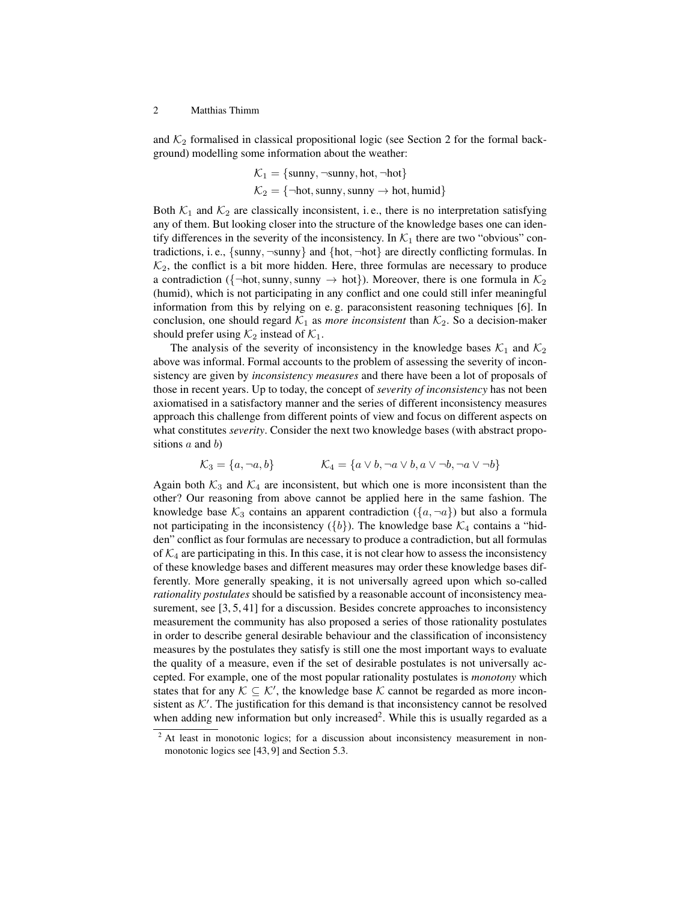and $\mathcal{K}_2$ formalised in classical propositional logic (see Section 2 for the formal background) modelling some information about the weather:

$$\mathcal{K}_1 = \{\text{sunny}, \neg\text{sunny}, \text{hot}, \neg\text{hot}\}$$
$$\mathcal{K}_2 = \{\neg\text{hot}, \text{sunny}, \text{sunny} \rightarrow \text{hot}, \text{humid}\}$$

Both $\mathcal{K}_1$ and $\mathcal{K}_2$ are classically inconsistent, i. e., there is no interpretation satisfying any of them. But looking closer into the structure of the knowledge bases one can identify differences in the severity of the inconsistency. In $\mathcal{K}_1$ there are two "obvious" contradictions, i. e., $\{\text{sunny}, \neg\text{sunny}\}$ and $\{\text{hot}, \neg\text{hot}\}$ are directly conflicting formulas. In $\mathcal{K}_2$, the conflict is a bit more hidden. Here, three formulas are necessary to produce a contradiction ($\{\neg\text{hot}, \text{sunny}, \text{sunny} \rightarrow \text{hot}\}$). Moreover, there is one formula in $\mathcal{K}_2$ (humid), which is not participating in any conflict and one could still infer meaningful information from this by relying on e. g. paraconsistent reasoning techniques [6]. In conclusion, one should regard $\mathcal{K}_1$ as *more inconsistent* than $\mathcal{K}_2$. So a decision-maker should prefer using $\mathcal{K}_2$ instead of $\mathcal{K}_1$.

The analysis of the severity of inconsistency in the knowledge bases $\mathcal{K}_1$ and $\mathcal{K}_2$ above was informal. Formal accounts to the problem of assessing the severity of inconsistency are given by *inconsistency measures* and there have been a lot of proposals of those in recent years. Up to today, the concept of *severity of inconsistency* has not been axiomatised in a satisfactory manner and the series of different inconsistency measures approach this challenge from different points of view and focus on different aspects on what constitutes *severity*. Consider the next two knowledge bases (with abstract propositions $a$ and $b$)

$$\mathcal{K}_3 = \{a, \neg a, b\} \qquad\qquad \mathcal{K}_4 = \{a \vee b, \neg a \vee b, a \vee \neg b, \neg a \vee \neg b\}$$

Again both $\mathcal{K}_3$ and $\mathcal{K}_4$ are inconsistent, but which one is more inconsistent than the other? Our reasoning from above cannot be applied here in the same fashion. The knowledge base $\mathcal{K}_3$ contains an apparent contradiction ($\{a, \neg a\}$) but also a formula not participating in the inconsistency ($\{b\}$). The knowledge base $\mathcal{K}_4$ contains a "hidden" conflict as four formulas are necessary to produce a contradiction, but all formulas of $\mathcal{K}_4$ are participating in this. In this case, it is not clear how to assess the inconsistency of these knowledge bases and different measures may order these knowledge bases differently. More generally speaking, it is not universally agreed upon which so-called *rationality postulates* should be satisfied by a reasonable account of inconsistency measurement, see [3, 5, 41] for a discussion. Besides concrete approaches to inconsistency measurement the community has also proposed a series of those rationality postulates in order to describe general desirable behaviour and the classification of inconsistency measures by the postulates they satisfy is still one the most important ways to evaluate the quality of a measure, even if the set of desirable postulates is not universally accepted. For example, one of the most popular rationality postulates is *monotony* which states that for any $\mathcal{K} \subseteq \mathcal{K}'$, the knowledge base $\mathcal{K}$ cannot be regarded as more inconsistent as $\mathcal{K}'$. The justification for this demand is that inconsistency cannot be resolved when adding new information but only increased[2]. While this is usually regarded as a

[2] At least in monotonic logics; for a discussion about inconsistency measurement in non-monotonic logics see [43, 9] and Section 5.3.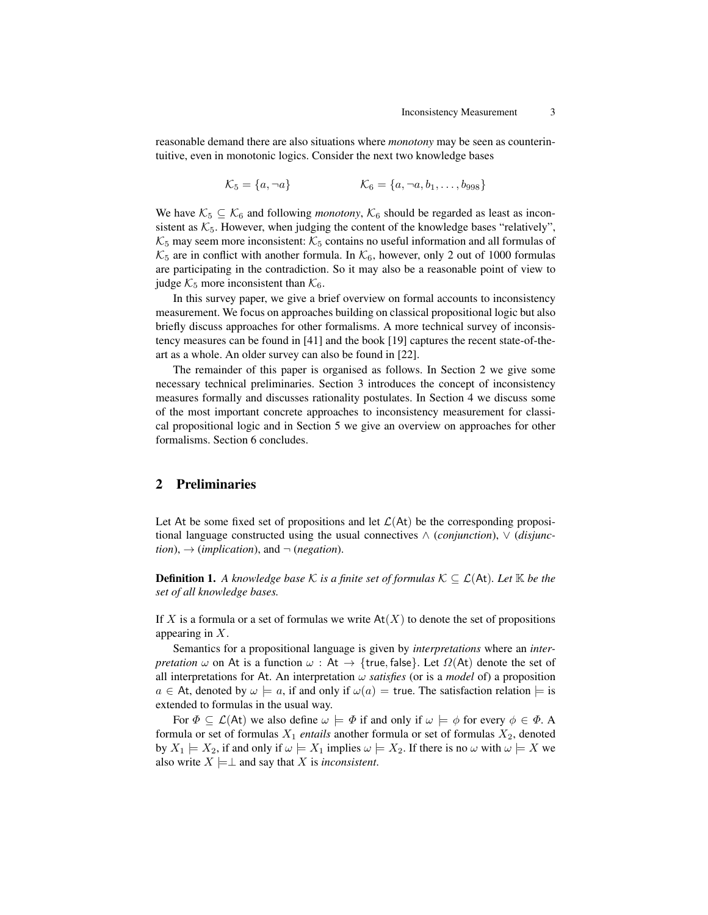reasonable demand there are also situations where *monotony* may be seen as counterintuitive, even in monotonic logics. Consider the next two knowledge bases

$$\mathcal{K}_5 = \{a, \neg a\} \qquad\qquad \mathcal{K}_6 = \{a, \neg a, b_1, \ldots, b_{998}\}$$

We have $\mathcal{K}_5 \subseteq \mathcal{K}_6$ and following *monotony*, $\mathcal{K}_6$ should be regarded as least as inconsistent as $\mathcal{K}_5$. However, when judging the content of the knowledge bases "relatively", $\mathcal{K}_5$ may seem more inconsistent: $\mathcal{K}_5$ contains no useful information and all formulas of $\mathcal{K}_5$ are in conflict with another formula. In $\mathcal{K}_6$, however, only 2 out of 1000 formulas are participating in the contradiction. So it may also be a reasonable point of view to judge $\mathcal{K}_5$ more inconsistent than $\mathcal{K}_6$.

In this survey paper, we give a brief overview on formal accounts to inconsistency measurement. We focus on approaches building on classical propositional logic but also briefly discuss approaches for other formalisms. A more technical survey of inconsistency measures can be found in [41] and the book [19] captures the recent state-of-the-art as a whole. An older survey can also be found in [22].

The remainder of this paper is organised as follows. In Section 2 we give some necessary technical preliminaries. Section 3 introduces the concept of inconsistency measures formally and discusses rationality postulates. In Section 4 we discuss some of the most important concrete approaches to inconsistency measurement for classical propositional logic and in Section 5 we give an overview on approaches for other formalisms. Section 6 concludes.

## 2 Preliminaries

Let $\mathsf{At}$ be some fixed set of propositions and let $\mathcal{L}(\mathsf{At})$ be the corresponding propositional language constructed using the usual connectives $\wedge$ (*conjunction*), $\vee$ (*disjunction*), $\rightarrow$ (*implication*), and $\neg$ (*negation*).

**Definition 1.** *A knowledge base $\mathcal{K}$ is a finite set of formulas $\mathcal{K} \subseteq \mathcal{L}(\mathsf{At})$. Let $\mathbb{K}$ be the set of all knowledge bases.*

If $X$ is a formula or a set of formulas we write $\mathsf{At}(X)$ to denote the set of propositions appearing in $X$.

Semantics for a propositional language is given by *interpretations* where an *interpretation* $\omega$ on $\mathsf{At}$ is a function $\omega : \mathsf{At} \rightarrow \{\mathsf{true}, \mathsf{false}\}$. Let $\Omega(\mathsf{At})$ denote the set of all interpretations for $\mathsf{At}$. An interpretation $\omega$ *satisfies* (or is a *model* of) a proposition $a \in \mathsf{At}$, denoted by $\omega \models a$, if and only if $\omega(a) = \mathsf{true}$. The satisfaction relation $\models$ is extended to formulas in the usual way.

For $\Phi \subseteq \mathcal{L}(\mathsf{At})$ we also define $\omega \models \Phi$ if and only if $\omega \models \phi$ for every $\phi \in \Phi$. A formula or set of formulas $X_1$ *entails* another formula or set of formulas $X_2$, denoted by $X_1 \models X_2$, if and only if $\omega \models X_1$ implies $\omega \models X_2$. If there is no $\omega$ with $\omega \models X$ we also write $X \models\perp$ and say that $X$ is *inconsistent*.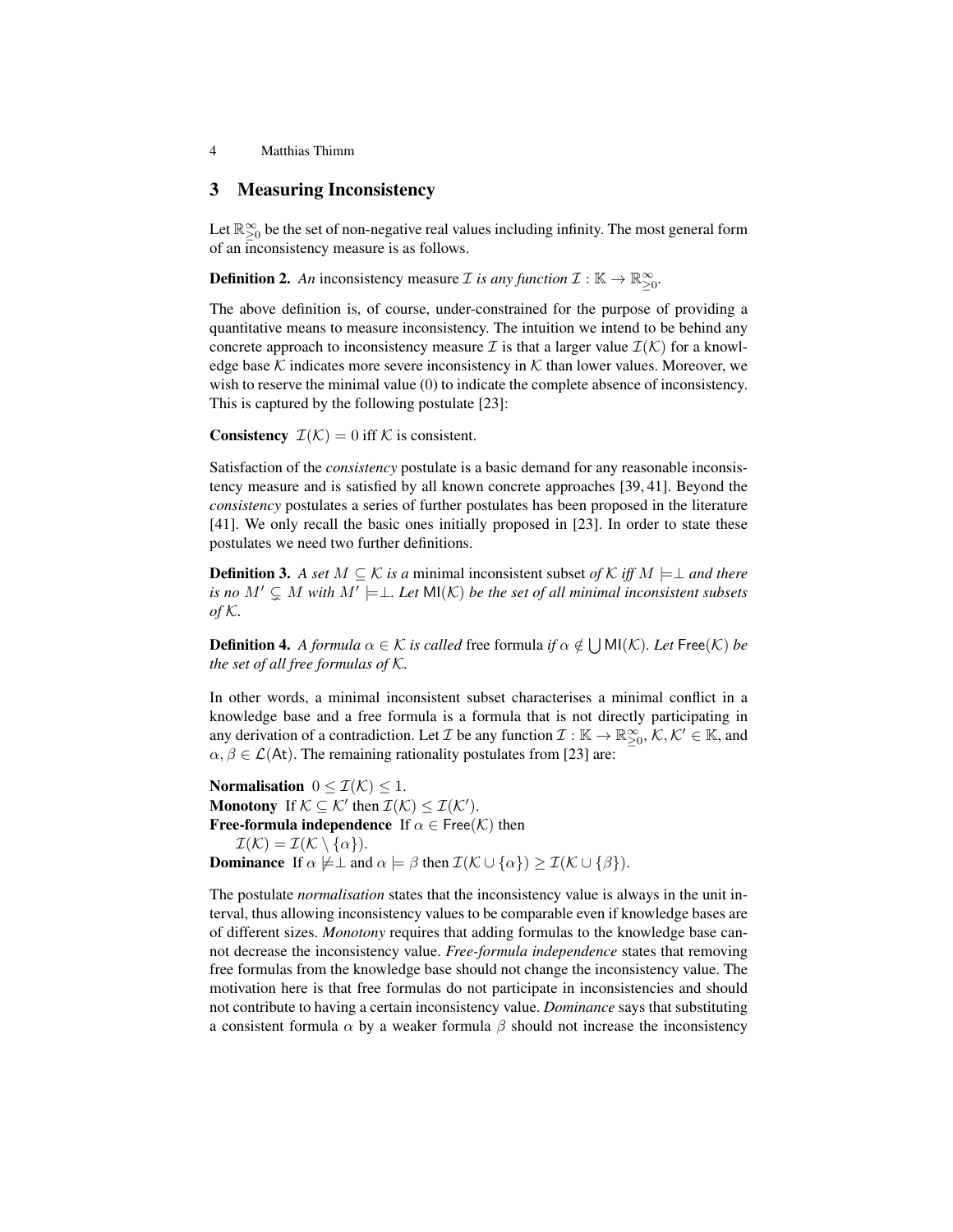## 3 Measuring Inconsistency

Let $\mathbb{R}^{\infty}_{\geq 0}$ be the set of non-negative real values including infinity. The most general form of an inconsistency measure is as follows.

**Definition 2.** *An* inconsistency measure $\mathcal{I}$ *is any function* $\mathcal{I} : \mathbb{K} \to \mathbb{R}^{\infty}_{\geq 0}$.

The above definition is, of course, under-constrained for the purpose of providing a quantitative means to measure inconsistency. The intuition we intend to be behind any concrete approach to inconsistency measure $\mathcal{I}$ is that a larger value $\mathcal{I}(\mathcal{K})$ for a knowledge base $\mathcal{K}$ indicates more severe inconsistency in $\mathcal{K}$ than lower values. Moreover, we wish to reserve the minimal value (0) to indicate the complete absence of inconsistency. This is captured by the following postulate [23]:

**Consistency** $\mathcal{I}(\mathcal{K}) = 0$ iff $\mathcal{K}$ is consistent.

Satisfaction of the *consistency* postulate is a basic demand for any reasonable inconsistency measure and is satisfied by all known concrete approaches [39, 41]. Beyond the *consistency* postulates a series of further postulates has been proposed in the literature [41]. We only recall the basic ones initially proposed in [23]. In order to state these postulates we need two further definitions.

**Definition 3.** *A set* $M \subseteq \mathcal{K}$ *is a* minimal inconsistent subset *of* $\mathcal{K}$ *iff* $M \models \perp$ *and there is no* $M' \subsetneq M$ *with* $M' \models \perp$. *Let* $\mathsf{MI}(\mathcal{K})$ *be the set of all minimal inconsistent subsets of* $\mathcal{K}$.

**Definition 4.** *A formula* $\alpha \in \mathcal{K}$ *is called* free formula *if* $\alpha \notin \bigcup \mathsf{MI}(\mathcal{K})$. *Let* $\mathsf{Free}(\mathcal{K})$ *be the set of all free formulas of* $\mathcal{K}$.

In other words, a minimal inconsistent subset characterises a minimal conflict in a knowledge base and a free formula is a formula that is not directly participating in any derivation of a contradiction. Let $\mathcal{I}$ be any function $\mathcal{I} : \mathbb{K} \to \mathbb{R}^{\infty}_{\geq 0}$, $\mathcal{K}, \mathcal{K}' \in \mathbb{K}$, and $\alpha, \beta \in \mathcal{L}(\mathsf{At})$. The remaining rationality postulates from [23] are:

**Normalisation** $0 \leq \mathcal{I}(\mathcal{K}) \leq 1$.
**Monotony** If $\mathcal{K} \subseteq \mathcal{K}'$ then $\mathcal{I}(\mathcal{K}) \leq \mathcal{I}(\mathcal{K}')$.
**Free-formula independence** If $\alpha \in \mathsf{Free}(\mathcal{K})$ then
$\mathcal{I}(\mathcal{K}) = \mathcal{I}(\mathcal{K} \setminus \{\alpha\})$.
**Dominance** If $\alpha \not\models \perp$ and $\alpha \models \beta$ then $\mathcal{I}(\mathcal{K} \cup \{\alpha\}) \geq \mathcal{I}(\mathcal{K} \cup \{\beta\})$.

The postulate *normalisation* states that the inconsistency value is always in the unit interval, thus allowing inconsistency values to be comparable even if knowledge bases are of different sizes. *Monotony* requires that adding formulas to the knowledge base cannot decrease the inconsistency value. *Free-formula independence* states that removing free formulas from the knowledge base should not change the inconsistency value. The motivation here is that free formulas do not participate in inconsistencies and should not contribute to having a certain inconsistency value. *Dominance* says that substituting a consistent formula $\alpha$ by a weaker formula $\beta$ should not increase the inconsistency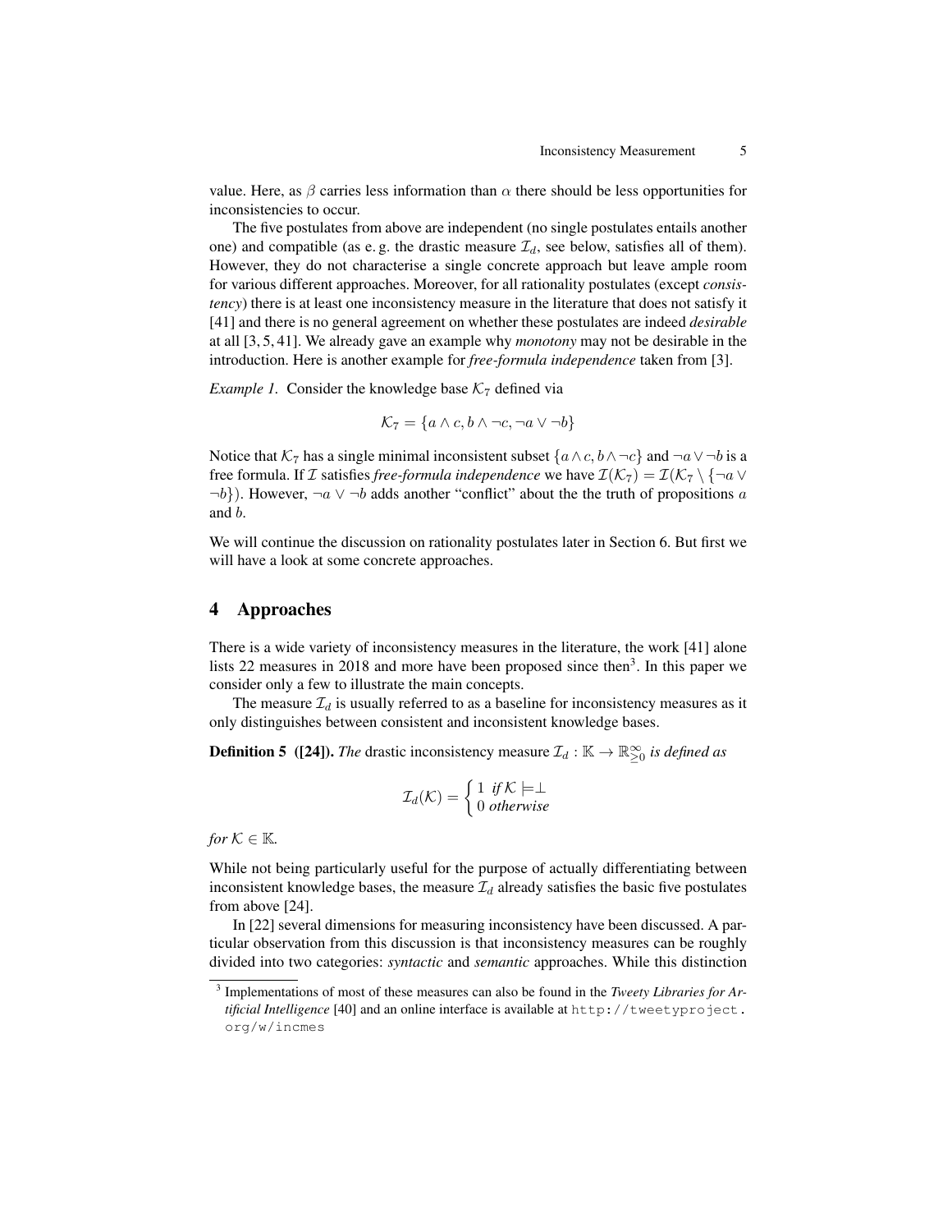value. Here, as $\beta$ carries less information than $\alpha$ there should be less opportunities for inconsistencies to occur.

The five postulates from above are independent (no single postulates entails another one) and compatible (as e. g. the drastic measure $\mathcal{I}_d$, see below, satisfies all of them). However, they do not characterise a single concrete approach but leave ample room for various different approaches. Moreover, for all rationality postulates (except *consistency*) there is at least one inconsistency measure in the literature that does not satisfy it [41] and there is no general agreement on whether these postulates are indeed *desirable* at all [3, 5, 41]. We already gave an example why *monotony* may not be desirable in the introduction. Here is another example for *free-formula independence* taken from [3].

*Example 1.* Consider the knowledge base $\mathcal{K}_7$ defined via

$$\mathcal{K}_7 = \{a \wedge c, b \wedge \neg c, \neg a \vee \neg b\}$$

Notice that $\mathcal{K}_7$ has a single minimal inconsistent subset $\{a \wedge c, b \wedge \neg c\}$ and $\neg a \vee \neg b$ is a free formula. If $\mathcal{I}$ satisfies *free-formula independence* we have $\mathcal{I}(\mathcal{K}_7) = \mathcal{I}(\mathcal{K}_7 \setminus \{\neg a \vee \neg b\})$. However, $\neg a \vee \neg b$ adds another "conflict" about the the truth of propositions $a$ and $b$.

We will continue the discussion on rationality postulates later in Section 6. But first we will have a look at some concrete approaches.

## 4 Approaches

There is a wide variety of inconsistency measures in the literature, the work [41] alone lists 22 measures in 2018 and more have been proposed since then[3]. In this paper we consider only a few to illustrate the main concepts.

The measure $\mathcal{I}_d$ is usually referred to as a baseline for inconsistency measures as it only distinguishes between consistent and inconsistent knowledge bases.

**Definition 5 ([24]).** *The* drastic inconsistency measure $\mathcal{I}_d : \mathbb{K} \rightarrow \mathbb{R}^{\infty}_{\geq 0}$ *is defined as*

$$\mathcal{I}_d(\mathcal{K}) = \begin{cases} 1 & \text{if } \mathcal{K} \models \perp \\ 0 & \text{otherwise} \end{cases}$$

*for* $\mathcal{K} \in \mathbb{K}$.

While not being particularly useful for the purpose of actually differentiating between inconsistent knowledge bases, the measure $\mathcal{I}_d$ already satisfies the basic five postulates from above [24].

In [22] several dimensions for measuring inconsistency have been discussed. A particular observation from this discussion is that inconsistency measures can be roughly divided into two categories: *syntactic* and *semantic* approaches. While this distinction

[3] Implementations of most of these measures can also be found in the *Tweety Libraries for Artificial Intelligence* [40] and an online interface is available at http://tweetyproject.org/w/incmes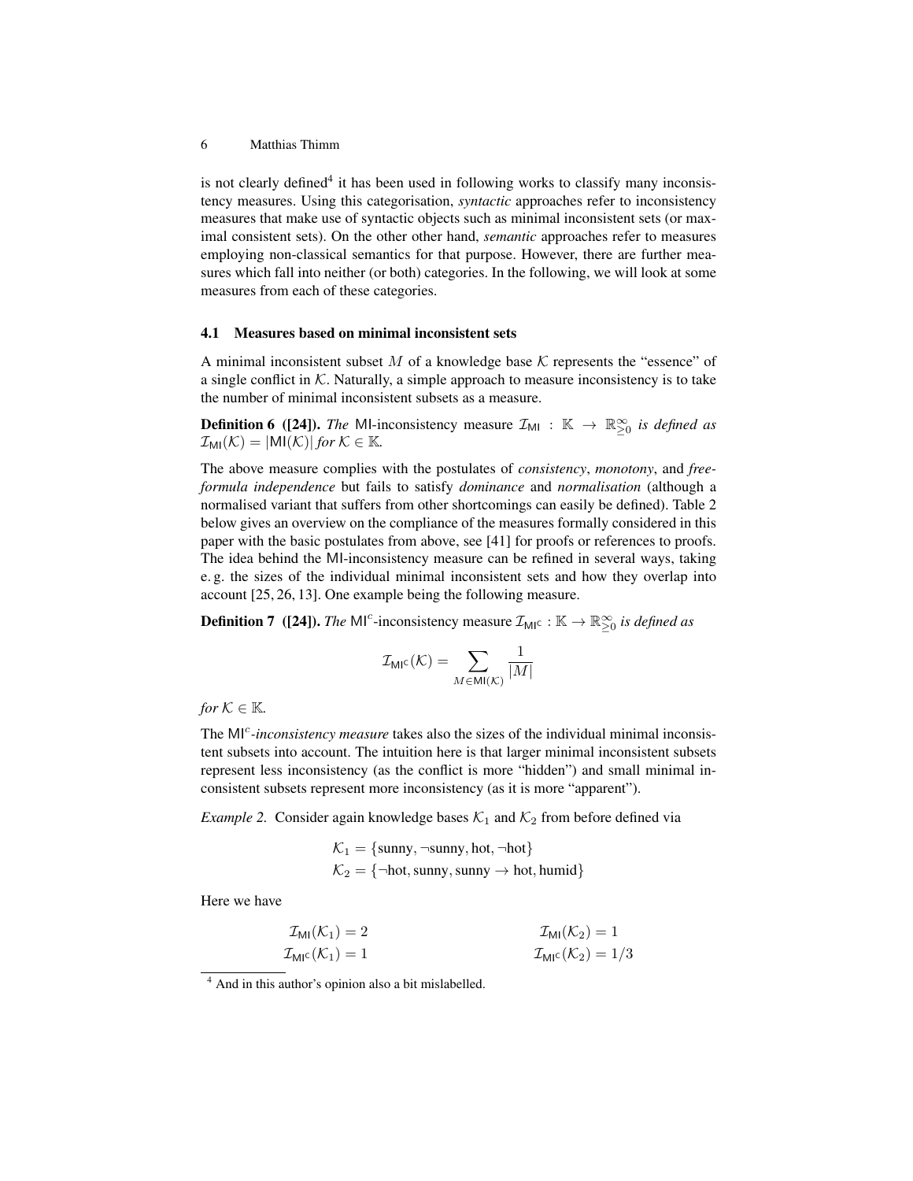is not clearly defined[4] it has been used in following works to classify many inconsistency measures. Using this categorisation, *syntactic* approaches refer to inconsistency measures that make use of syntactic objects such as minimal inconsistent sets (or maximal consistent sets). On the other other hand, *semantic* approaches refer to measures employing non-classical semantics for that purpose. However, there are further measures which fall into neither (or both) categories. In the following, we will look at some measures from each of these categories.

### 4.1 Measures based on minimal inconsistent sets

A minimal inconsistent subset $M$ of a knowledge base $\mathcal{K}$ represents the "essence" of a single conflict in $\mathcal{K}$. Naturally, a simple approach to measure inconsistency is to take the number of minimal inconsistent subsets as a measure.

**Definition 6 ([24]).** *The* MI*-inconsistency measure* $\mathcal{I}_{\mathsf{MI}} : \mathbb{K} \to \mathbb{R}^{\infty}_{\geq 0}$ *is defined as* $\mathcal{I}_{\mathsf{MI}}(\mathcal{K}) = |\mathsf{MI}(\mathcal{K})|$ *for* $\mathcal{K} \in \mathbb{K}$.

The above measure complies with the postulates of *consistency*, *monotony*, and *free-formula independence* but fails to satisfy *dominance* and *normalisation* (although a normalised variant that suffers from other shortcomings can easily be defined). Table 2 below gives an overview on the compliance of the measures formally considered in this paper with the basic postulates from above, see [41] for proofs or references to proofs. The idea behind the MI-inconsistency measure can be refined in several ways, taking e. g. the sizes of the individual minimal inconsistent sets and how they overlap into account [25, 26, 13]. One example being the following measure.

**Definition 7 ([24]).** *The* $\mathsf{MI}^c$*-inconsistency measure* $\mathcal{I}_{\mathsf{MI}^c} : \mathbb{K} \to \mathbb{R}^{\infty}_{\geq 0}$ *is defined as*

$$\mathcal{I}_{\mathsf{MI}^c}(\mathcal{K}) = \sum_{M \in \mathsf{MI}(\mathcal{K})} \frac{1}{|M|}$$

*for* $\mathcal{K} \in \mathbb{K}$.

The $\mathsf{MI}^c$*-inconsistency measure* takes also the sizes of the individual minimal inconsistent subsets into account. The intuition here is that larger minimal inconsistent subsets represent less inconsistency (as the conflict is more "hidden") and small minimal inconsistent subsets represent more inconsistency (as it is more "apparent").

*Example 2.* Consider again knowledge bases $\mathcal{K}_1$ and $\mathcal{K}_2$ from before defined via

$$\mathcal{K}_1 = \{\text{sunny}, \neg\text{sunny}, \text{hot}, \neg\text{hot}\}$$
$$\mathcal{K}_2 = \{\neg\text{hot}, \text{sunny}, \text{sunny} \to \text{hot}, \text{humid}\}$$

Here we have

$$\mathcal{I}_{\mathsf{MI}}(\mathcal{K}_1) = 2 \qquad \mathcal{I}_{\mathsf{MI}}(\mathcal{K}_2) = 1$$
$$\mathcal{I}_{\mathsf{MI}^c}(\mathcal{K}_1) = 1 \qquad \mathcal{I}_{\mathsf{MI}^c}(\mathcal{K}_2) = 1/3$$

[4] And in this author's opinion also a bit mislabelled.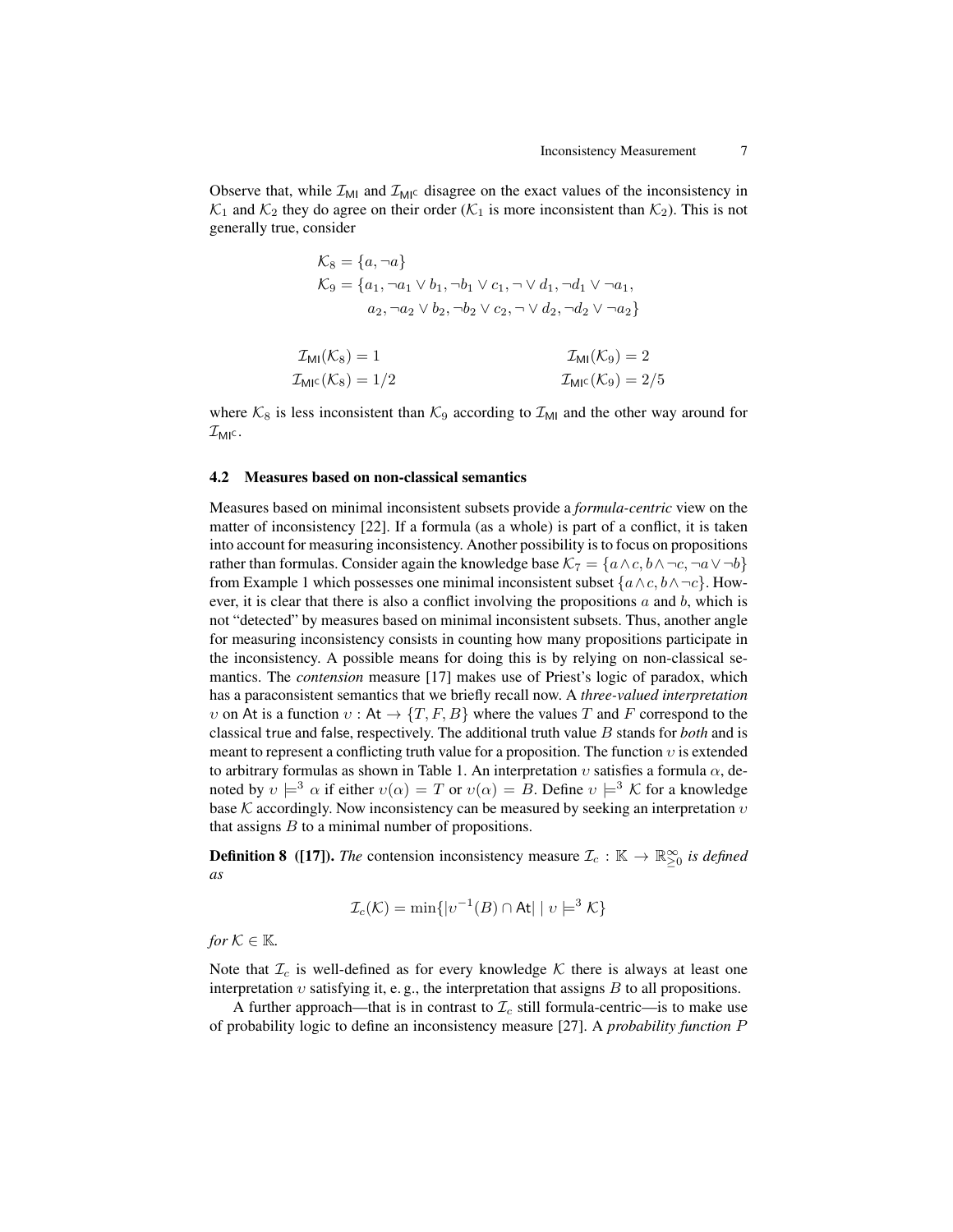Observe that, while $\mathcal{I}_{\mathsf{MI}}$ and $\mathcal{I}_{\mathsf{MI}^\mathsf{C}}$ disagree on the exact values of the inconsistency in $\mathcal{K}_1$ and $\mathcal{K}_2$ they do agree on their order ($\mathcal{K}_1$ is more inconsistent than $\mathcal{K}_2$). This is not generally true, consider

$$\mathcal{K}_8 = \{a, \neg a\}$$
$$\mathcal{K}_9 = \{a_1, \neg a_1 \vee b_1, \neg b_1 \vee c_1, \neg \vee d_1, \neg d_1 \vee \neg a_1, a_2, \neg a_2 \vee b_2, \neg b_2 \vee c_2, \neg \vee d_2, \neg d_2 \vee \neg a_2\}$$

$$\mathcal{I}_{\mathsf{MI}}(\mathcal{K}_8) = 1 \qquad \mathcal{I}_{\mathsf{MI}}(\mathcal{K}_9) = 2$$
$$\mathcal{I}_{\mathsf{MI}^\mathsf{C}}(\mathcal{K}_8) = 1/2 \qquad \mathcal{I}_{\mathsf{MI}^\mathsf{C}}(\mathcal{K}_9) = 2/5$$

where $\mathcal{K}_8$ is less inconsistent than $\mathcal{K}_9$ according to $\mathcal{I}_{\mathsf{MI}}$ and the other way around for $\mathcal{I}_{\mathsf{MI}^\mathsf{C}}$.

### 4.2 Measures based on non-classical semantics

Measures based on minimal inconsistent subsets provide a *formula-centric* view on the matter of inconsistency [22]. If a formula (as a whole) is part of a conflict, it is taken into account for measuring inconsistency. Another possibility is to focus on propositions rather than formulas. Consider again the knowledge base $\mathcal{K}_7 = \{a \wedge c, b \wedge \neg c, \neg a \vee \neg b\}$ from Example 1 which possesses one minimal inconsistent subset $\{a \wedge c, b \wedge \neg c\}$. However, it is clear that there is also a conflict involving the propositions $a$ and $b$, which is not "detected" by measures based on minimal inconsistent subsets. Thus, another angle for measuring inconsistency consists in counting how many propositions participate in the inconsistency. A possible means for doing this is by relying on non-classical semantics. The *contension* measure [17] makes use of Priest's logic of paradox, which has a paraconsistent semantics that we briefly recall now. A *three-valued interpretation* $\upsilon$ on $\mathsf{At}$ is a function $\upsilon : \mathsf{At} \rightarrow \{T, F, B\}$ where the values $T$ and $F$ correspond to the classical $\mathsf{true}$ and $\mathsf{false}$, respectively. The additional truth value $B$ stands for *both* and is meant to represent a conflicting truth value for a proposition. The function $\upsilon$ is extended to arbitrary formulas as shown in Table 1. An interpretation $\upsilon$ satisfies a formula $\alpha$, denoted by $\upsilon \models^3 \alpha$ if either $\upsilon(\alpha) = T$ or $\upsilon(\alpha) = B$. Define $\upsilon \models^3 \mathcal{K}$ for a knowledge base $\mathcal{K}$ accordingly. Now inconsistency can be measured by seeking an interpretation $\upsilon$ that assigns $B$ to a minimal number of propositions.

**Definition 8 ([17]).** *The* contension inconsistency measure $\mathcal{I}_c : \mathbb{K} \rightarrow \mathbb{R}^\infty_{\geq 0}$ *is defined as*

$$\mathcal{I}_c(\mathcal{K}) = \min\{|\upsilon^{-1}(B) \cap \mathsf{At}| \mid \upsilon \models^3 \mathcal{K}\}$$

*for* $\mathcal{K} \in \mathbb{K}$.

Note that $\mathcal{I}_c$ is well-defined as for every knowledge $\mathcal{K}$ there is always at least one interpretation $\upsilon$ satisfying it, e. g., the interpretation that assigns $B$ to all propositions.

A further approach—that is in contrast to $\mathcal{I}_c$ still formula-centric—is to make use of probability logic to define an inconsistency measure [27]. A *probability function* $P$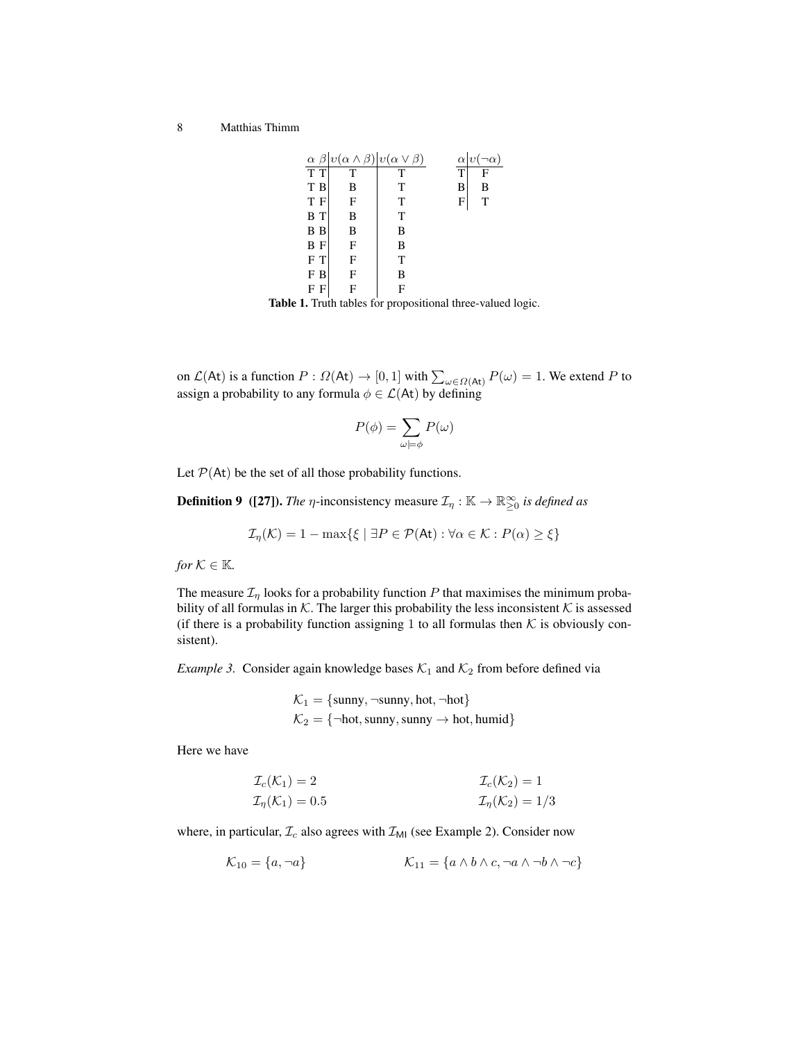| $\alpha$ | $\beta$ | $\upsilon(\alpha \wedge \beta)$ | $\upsilon(\alpha \vee \beta)$ |
|---|---|---|---|
| T | T | T | T |
| T | B | B | T |
| T | F | F | T |
| B | T | B | T |
| B | B | B | B |
| B | F | F | B |
| F | T | F | T |
| F | B | F | B |
| F | F | F | F |

| $\alpha$ | $\upsilon(\neg\alpha)$ |
|---|---|
| T | F |
| B | B |
| F | T |

**Table 1.** Truth tables for propositional three-valued logic.

on $\mathcal{L}(\mathsf{At})$ is a function $P : \Omega(\mathsf{At}) \to [0,1]$ with $\sum_{\omega \in \Omega(\mathsf{At})} P(\omega) = 1$. We extend $P$ to assign a probability to any formula $\phi \in \mathcal{L}(\mathsf{At})$ by defining

$$P(\phi) = \sum_{\omega \models \phi} P(\omega)$$

Let $\mathcal{P}(\mathsf{At})$ be the set of all those probability functions.

**Definition 9 ([27]).** *The* $\eta$-inconsistency measure $\mathcal{I}_\eta : \mathbb{K} \to \mathbb{R}^\infty_{\geq 0}$ *is defined as*

$$\mathcal{I}_\eta(\mathcal{K}) = 1 - \max\{\xi \mid \exists P \in \mathcal{P}(\mathsf{At}) : \forall \alpha \in \mathcal{K} : P(\alpha) \geq \xi\}$$

*for* $\mathcal{K} \in \mathbb{K}$.

The measure $\mathcal{I}_\eta$ looks for a probability function $P$ that maximises the minimum probability of all formulas in $\mathcal{K}$. The larger this probability the less inconsistent $\mathcal{K}$ is assessed (if there is a probability function assigning 1 to all formulas then $\mathcal{K}$ is obviously consistent).

*Example 3.* Consider again knowledge bases $\mathcal{K}_1$ and $\mathcal{K}_2$ from before defined via

$$\mathcal{K}_1 = \{\text{sunny}, \neg\text{sunny}, \text{hot}, \neg\text{hot}\}$$
$$\mathcal{K}_2 = \{\neg\text{hot}, \text{sunny}, \text{sunny} \to \text{hot}, \text{humid}\}$$

Here we have

$$\mathcal{I}_c(\mathcal{K}_1) = 2 \qquad \mathcal{I}_c(\mathcal{K}_2) = 1$$
$$\mathcal{I}_\eta(\mathcal{K}_1) = 0.5 \qquad \mathcal{I}_\eta(\mathcal{K}_2) = 1/3$$

where, in particular, $\mathcal{I}_c$ also agrees with $\mathcal{I}_{\mathsf{MI}}$ (see Example 2). Consider now

$$\mathcal{K}_{10} = \{a, \neg a\} \qquad \mathcal{K}_{11} = \{a \wedge b \wedge c, \neg a \wedge \neg b \wedge \neg c\}$$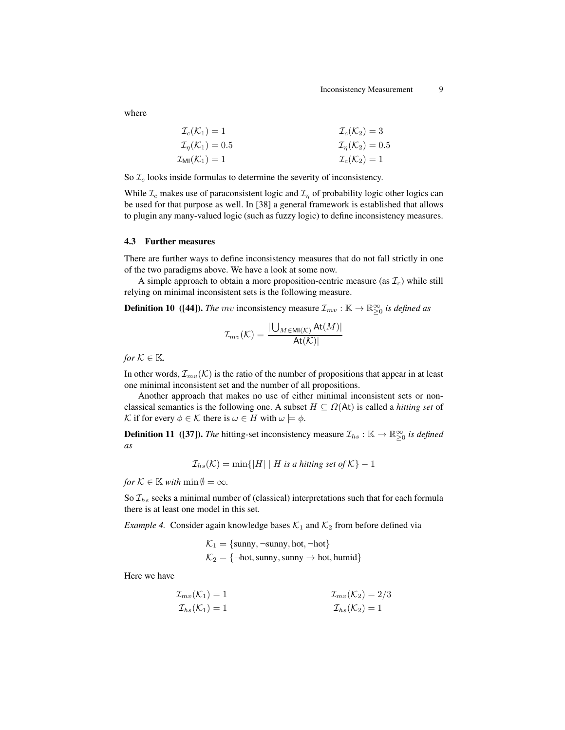where

$$\mathcal{I}_c(\mathcal{K}_1) = 1 \qquad\qquad \mathcal{I}_c(\mathcal{K}_2) = 3$$
$$\mathcal{I}_\eta(\mathcal{K}_1) = 0.5 \qquad\qquad \mathcal{I}_\eta(\mathcal{K}_2) = 0.5$$
$$\mathcal{I}_{\mathsf{MI}}(\mathcal{K}_1) = 1 \qquad\qquad \mathcal{I}_c(\mathcal{K}_2) = 1$$

So $\mathcal{I}_c$ looks inside formulas to determine the severity of inconsistency.

While $\mathcal{I}_c$ makes use of paraconsistent logic and $\mathcal{I}_\eta$ of probability logic other logics can be used for that purpose as well. In [38] a general framework is established that allows to plugin any many-valued logic (such as fuzzy logic) to define inconsistency measures.

### 4.3 Further measures

There are further ways to define inconsistency measures that do not fall strictly in one of the two paradigms above. We have a look at some now.

A simple approach to obtain a more proposition-centric measure (as $\mathcal{I}_c$) while still relying on minimal inconsistent sets is the following measure.

**Definition 10 ([44]).** *The* $mv$ inconsistency measure $\mathcal{I}_{mv} : \mathbb{K} \rightarrow \mathbb{R}^{\infty}_{\geq 0}$ *is defined as*

$$\mathcal{I}_{mv}(\mathcal{K}) = \frac{|\bigcup_{M \in \mathsf{MI}(\mathcal{K})} \mathsf{At}(M)|}{|\mathsf{At}(\mathcal{K})|}$$

*for* $\mathcal{K} \in \mathbb{K}$.

In other words, $\mathcal{I}_{mv}(\mathcal{K})$ is the ratio of the number of propositions that appear in at least one minimal inconsistent set and the number of all propositions.

Another approach that makes no use of either minimal inconsistent sets or non-classical semantics is the following one. A subset $H \subseteq \Omega(\mathsf{At})$ is called a *hitting set* of $\mathcal{K}$ if for every $\phi \in \mathcal{K}$ there is $\omega \in H$ with $\omega \models \phi$.

**Definition 11 ([37]).** *The* hitting-set inconsistency measure $\mathcal{I}_{hs} : \mathbb{K} \rightarrow \mathbb{R}^{\infty}_{\geq 0}$ *is defined as*

$$\mathcal{I}_{hs}(\mathcal{K}) = \min\{|H| \mid H \textit{ is a hitting set of } \mathcal{K}\} - 1$$

*for* $\mathcal{K} \in \mathbb{K}$ *with* $\min \emptyset = \infty$.

So $\mathcal{I}_{hs}$ seeks a minimal number of (classical) interpretations such that for each formula there is at least one model in this set.

*Example 4.* Consider again knowledge bases $\mathcal{K}_1$ and $\mathcal{K}_2$ from before defined via

$$\mathcal{K}_1 = \{\text{sunny}, \neg\text{sunny}, \text{hot}, \neg\text{hot}\}$$
$$\mathcal{K}_2 = \{\neg\text{hot}, \text{sunny}, \text{sunny} \rightarrow \text{hot}, \text{humid}\}$$

Here we have

$$\mathcal{I}_{mv}(\mathcal{K}_1) = 1 \qquad\qquad \mathcal{I}_{mv}(\mathcal{K}_2) = 2/3$$
$$\mathcal{I}_{hs}(\mathcal{K}_1) = 1 \qquad\qquad \mathcal{I}_{hs}(\mathcal{K}_2) = 1$$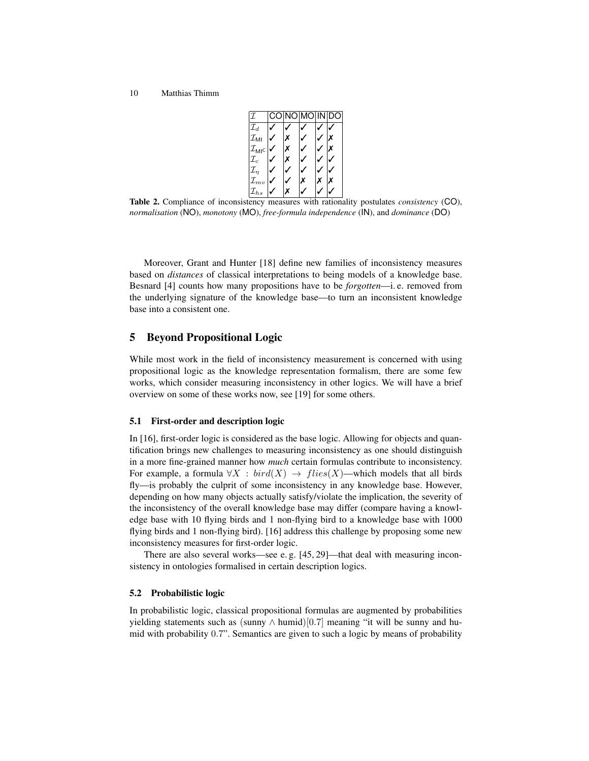| $\mathcal{I}$ | CO | NO | MO | IN | DO |
|---|---|---|---|---|---|
| $\mathcal{I}_d$ | ✓ | ✓ | ✓ | ✓ | ✓ |
| $\mathcal{I}_{\mathsf{MI}}$ | ✓ | ✗ | ✓ | ✓ | ✗ |
| $\mathcal{I}_{\mathsf{MI}^\mathsf{C}}$ | ✓ | ✗ | ✓ | ✓ | ✗ |
| $\mathcal{I}_c$ | ✓ | ✗ | ✓ | ✓ | ✓ |
| $\mathcal{I}_\eta$ | ✓ | ✓ | ✓ | ✓ | ✓ |
| $\mathcal{I}_{mv}$ | ✓ | ✓ | ✗ | ✗ | ✗ |
| $\mathcal{I}_{hs}$ | ✓ | ✗ | ✓ | ✓ | ✓ |

**Table 2.** Compliance of inconsistency measures with rationality postulates *consistency* (CO), *normalisation* (NO), *monotony* (MO), *free-formula independence* (IN), and *dominance* (DO)

Moreover, Grant and Hunter [18] define new families of inconsistency measures based on *distances* of classical interpretations to being models of a knowledge base. Besnard [4] counts how many propositions have to be *forgotten*—i. e. removed from the underlying signature of the knowledge base—to turn an inconsistent knowledge base into a consistent one.

## 5 Beyond Propositional Logic

While most work in the field of inconsistency measurement is concerned with using propositional logic as the knowledge representation formalism, there are some few works, which consider measuring inconsistency in other logics. We will have a brief overview on some of these works now, see [19] for some others.

### 5.1 First-order and description logic

In [16], first-order logic is considered as the base logic. Allowing for objects and quantification brings new challenges to measuring inconsistency as one should distinguish in a more fine-grained manner how *much* certain formulas contribute to inconsistency. For example, a formula $\forall X : bird(X) \rightarrow flies(X)$—which models that all birds fly—is probably the culprit of some inconsistency in any knowledge base. However, depending on how many objects actually satisfy/violate the implication, the severity of the inconsistency of the overall knowledge base may differ (compare having a knowledge base with 10 flying birds and 1 non-flying bird to a knowledge base with 1000 flying birds and 1 non-flying bird). [16] address this challenge by proposing some new inconsistency measures for first-order logic.

There are also several works—see e. g. [45, 29]—that deal with measuring inconsistency in ontologies formalised in certain description logics.

### 5.2 Probabilistic logic

In probabilistic logic, classical propositional formulas are augmented by probabilities yielding statements such as $(\text{sunny} \wedge \text{humid})[0.7]$ meaning "it will be sunny and humid with probability $0.7$". Semantics are given to such a logic by means of probability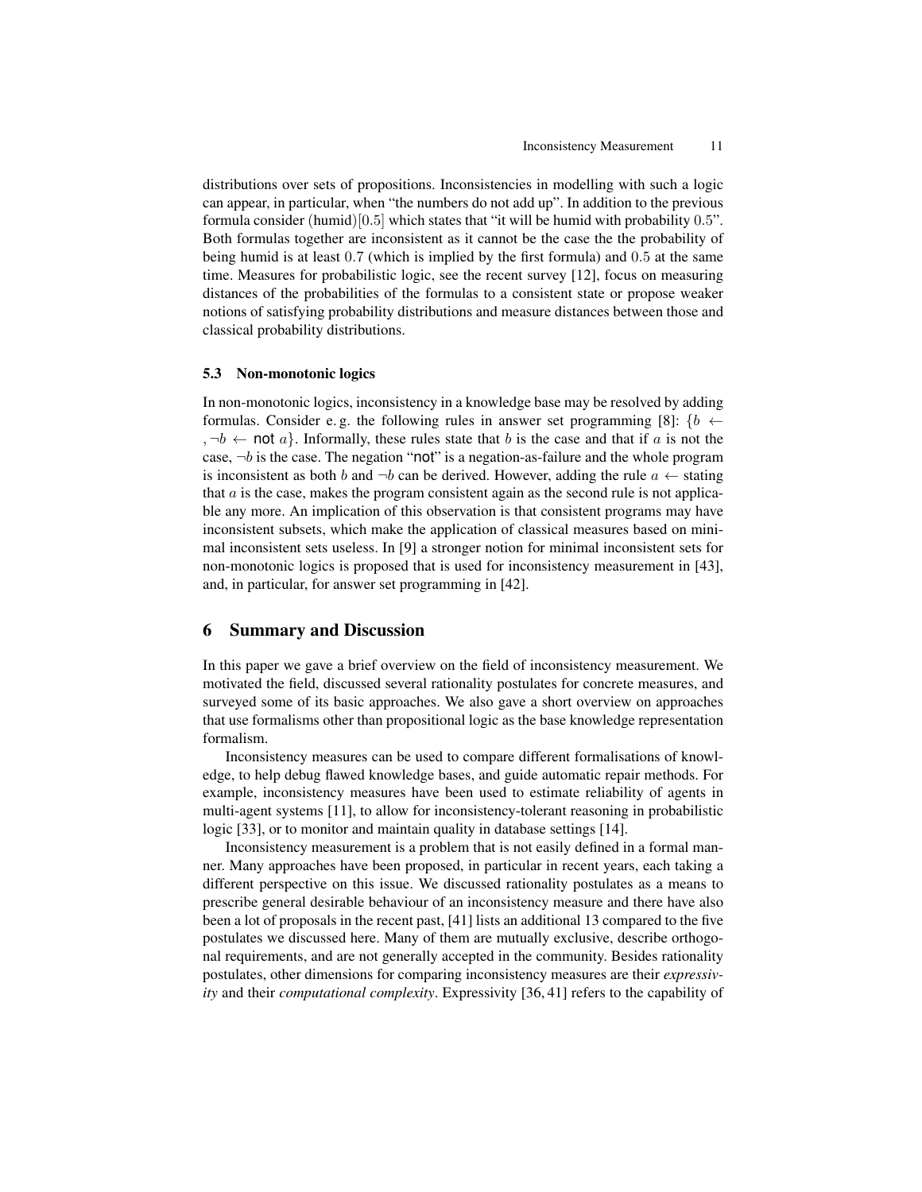distributions over sets of propositions. Inconsistencies in modelling with such a logic can appear, in particular, when "the numbers do not add up". In addition to the previous formula consider (humid)$[0.5]$ which states that "it will be humid with probability $0.5$". Both formulas together are inconsistent as it cannot be the case the the probability of being humid is at least $0.7$ (which is implied by the first formula) and $0.5$ at the same time. Measures for probabilistic logic, see the recent survey [12], focus on measuring distances of the probabilities of the formulas to a consistent state or propose weaker notions of satisfying probability distributions and measure distances between those and classical probability distributions.

### 5.3 Non-monotonic logics

In non-monotonic logics, inconsistency in a knowledge base may be resolved by adding formulas. Consider e. g. the following rules in answer set programming [8]: $\{b \leftarrow, \neg b \leftarrow \text{not } a\}$. Informally, these rules state that $b$ is the case and that if $a$ is not the case, $\neg b$ is the case. The negation "not" is a negation-as-failure and the whole program is inconsistent as both $b$ and $\neg b$ can be derived. However, adding the rule $a \leftarrow$ stating that $a$ is the case, makes the program consistent again as the second rule is not applicable any more. An implication of this observation is that consistent programs may have inconsistent subsets, which make the application of classical measures based on minimal inconsistent sets useless. In [9] a stronger notion for minimal inconsistent sets for non-monotonic logics is proposed that is used for inconsistency measurement in [43], and, in particular, for answer set programming in [42].

## 6 Summary and Discussion

In this paper we gave a brief overview on the field of inconsistency measurement. We motivated the field, discussed several rationality postulates for concrete measures, and surveyed some of its basic approaches. We also gave a short overview on approaches that use formalisms other than propositional logic as the base knowledge representation formalism.

Inconsistency measures can be used to compare different formalisations of knowledge, to help debug flawed knowledge bases, and guide automatic repair methods. For example, inconsistency measures have been used to estimate reliability of agents in multi-agent systems [11], to allow for inconsistency-tolerant reasoning in probabilistic logic [33], or to monitor and maintain quality in database settings [14].

Inconsistency measurement is a problem that is not easily defined in a formal manner. Many approaches have been proposed, in particular in recent years, each taking a different perspective on this issue. We discussed rationality postulates as a means to prescribe general desirable behaviour of an inconsistency measure and there have also been a lot of proposals in the recent past, [41] lists an additional 13 compared to the five postulates we discussed here. Many of them are mutually exclusive, describe orthogonal requirements, and are not generally accepted in the community. Besides rationality postulates, other dimensions for comparing inconsistency measures are their *expressivity* and their *computational complexity*. Expressivity [36, 41] refers to the capability of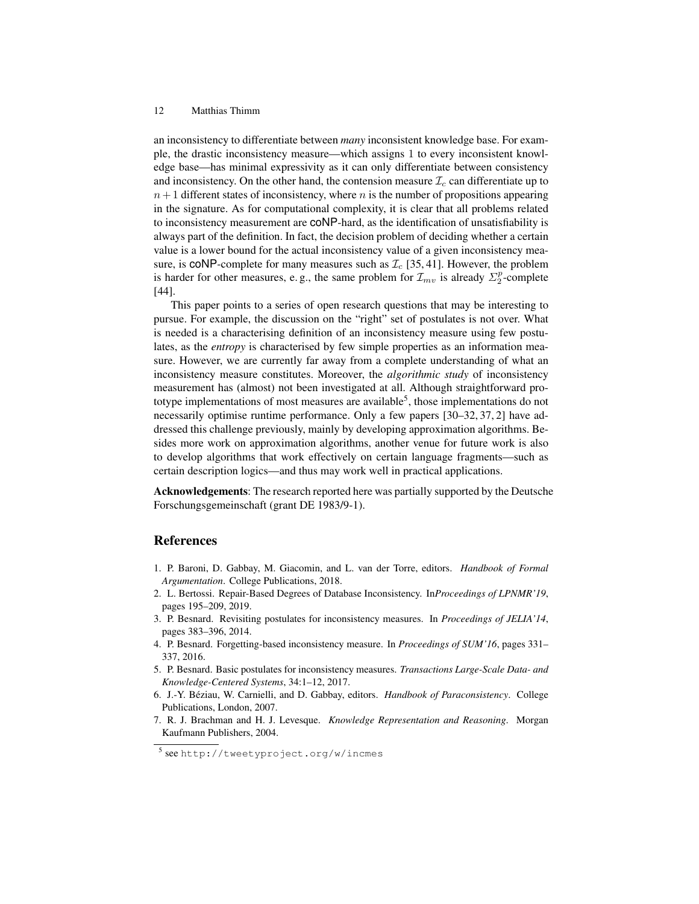an inconsistency to differentiate between *many* inconsistent knowledge base. For example, the drastic inconsistency measure—which assigns 1 to every inconsistent knowledge base—has minimal expressivity as it can only differentiate between consistency and inconsistency. On the other hand, the contension measure $\mathcal{I}_c$ can differentiate up to $n+1$ different states of inconsistency, where $n$ is the number of propositions appearing in the signature. As for computational complexity, it is clear that all problems related to inconsistency measurement are coNP-hard, as the identification of unsatisfiability is always part of the definition. In fact, the decision problem of deciding whether a certain value is a lower bound for the actual inconsistency value of a given inconsistency measure, is coNP-complete for many measures such as $\mathcal{I}_c$ [35, 41]. However, the problem is harder for other measures, e. g., the same problem for $\mathcal{I}_{mv}$ is already $\Sigma_2^p$-complete [44].

This paper points to a series of open research questions that may be interesting to pursue. For example, the discussion on the "right" set of postulates is not over. What is needed is a characterising definition of an inconsistency measure using few postulates, as the *entropy* is characterised by few simple properties as an information measure. However, we are currently far away from a complete understanding of what an inconsistency measure constitutes. Moreover, the *algorithmic study* of inconsistency measurement has (almost) not been investigated at all. Although straightforward prototype implementations of most measures are available[5], those implementations do not necessarily optimise runtime performance. Only a few papers [30–32, 37, 2] have addressed this challenge previously, mainly by developing approximation algorithms. Besides more work on approximation algorithms, another venue for future work is also to develop algorithms that work effectively on certain language fragments—such as certain description logics—and thus may work well in practical applications.

**Acknowledgements**: The research reported here was partially supported by the Deutsche Forschungsgemeinschaft (grant DE 1983/9-1).

## References

1. P. Baroni, D. Gabbay, M. Giacomin, and L. van der Torre, editors. *Handbook of Formal Argumentation*. College Publications, 2018.
2. L. Bertossi. Repair-Based Degrees of Database Inconsistency. In*Proceedings of LPNMR'19*, pages 195–209, 2019.
3. P. Besnard. Revisiting postulates for inconsistency measures. In *Proceedings of JELIA'14*, pages 383–396, 2014.
4. P. Besnard. Forgetting-based inconsistency measure. In *Proceedings of SUM'16*, pages 331–337, 2016.
5. P. Besnard. Basic postulates for inconsistency measures. *Transactions Large-Scale Data- and Knowledge-Centered Systems*, 34:1–12, 2017.
6. J.-Y. Béziau, W. Carnielli, and D. Gabbay, editors. *Handbook of Paraconsistency*. College Publications, London, 2007.
7. R. J. Brachman and H. J. Levesque. *Knowledge Representation and Reasoning*. Morgan Kaufmann Publishers, 2004.

[5] see `http://tweetyproject.org/w/incmes`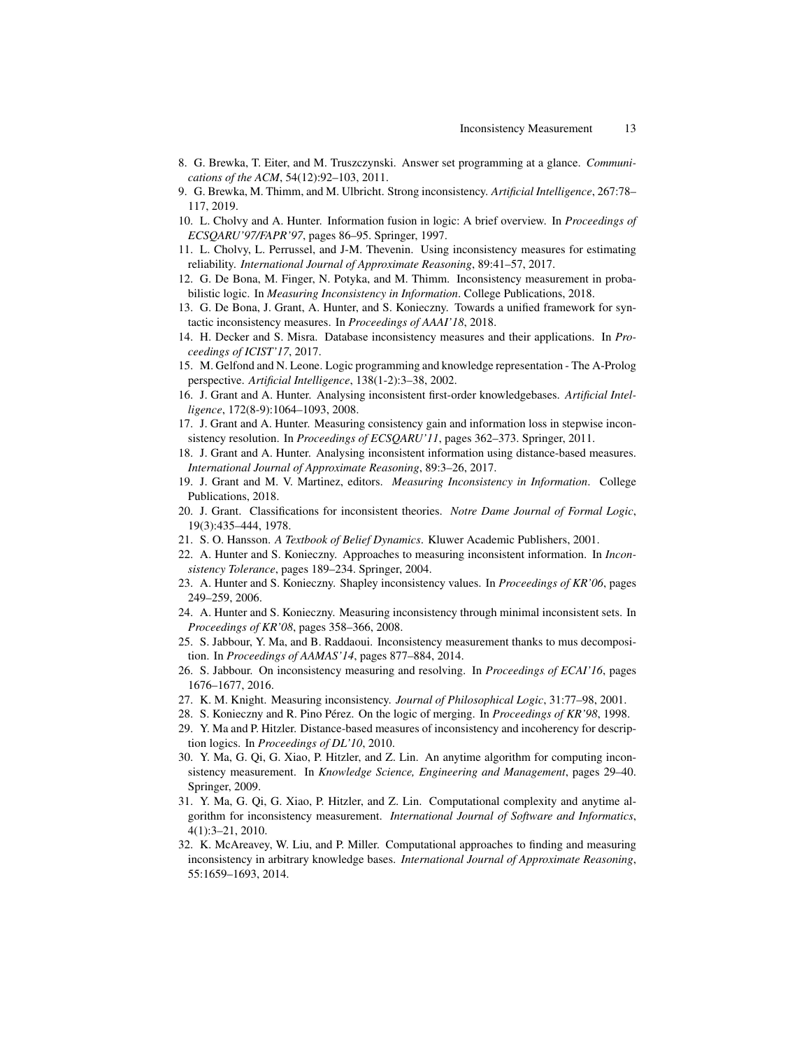8. G. Brewka, T. Eiter, and M. Truszczynski. Answer set programming at a glance. *Communications of the ACM*, 54(12):92–103, 2011.
9. G. Brewka, M. Thimm, and M. Ulbricht. Strong inconsistency. *Artificial Intelligence*, 267:78–117, 2019.
10. L. Cholvy and A. Hunter. Information fusion in logic: A brief overview. In *Proceedings of ECSQARU'97/FAPR'97*, pages 86–95. Springer, 1997.
11. L. Cholvy, L. Perrussel, and J-M. Thevenin. Using inconsistency measures for estimating reliability. *International Journal of Approximate Reasoning*, 89:41–57, 2017.
12. G. De Bona, M. Finger, N. Potyka, and M. Thimm. Inconsistency measurement in probabilistic logic. In *Measuring Inconsistency in Information*. College Publications, 2018.
13. G. De Bona, J. Grant, A. Hunter, and S. Konieczny. Towards a unified framework for syntactic inconsistency measures. In *Proceedings of AAAI'18*, 2018.
14. H. Decker and S. Misra. Database inconsistency measures and their applications. In *Proceedings of ICIST'17*, 2017.
15. M. Gelfond and N. Leone. Logic programming and knowledge representation - The A-Prolog perspective. *Artificial Intelligence*, 138(1-2):3–38, 2002.
16. J. Grant and A. Hunter. Analysing inconsistent first-order knowledgebases. *Artificial Intelligence*, 172(8-9):1064–1093, 2008.
17. J. Grant and A. Hunter. Measuring consistency gain and information loss in stepwise inconsistency resolution. In *Proceedings of ECSQARU'11*, pages 362–373. Springer, 2011.
18. J. Grant and A. Hunter. Analysing inconsistent information using distance-based measures. *International Journal of Approximate Reasoning*, 89:3–26, 2017.
19. J. Grant and M. V. Martinez, editors. *Measuring Inconsistency in Information*. College Publications, 2018.
20. J. Grant. Classifications for inconsistent theories. *Notre Dame Journal of Formal Logic*, 19(3):435–444, 1978.
21. S. O. Hansson. *A Textbook of Belief Dynamics*. Kluwer Academic Publishers, 2001.
22. A. Hunter and S. Konieczny. Approaches to measuring inconsistent information. In *Inconsistency Tolerance*, pages 189–234. Springer, 2004.
23. A. Hunter and S. Konieczny. Shapley inconsistency values. In *Proceedings of KR'06*, pages 249–259, 2006.
24. A. Hunter and S. Konieczny. Measuring inconsistency through minimal inconsistent sets. In *Proceedings of KR'08*, pages 358–366, 2008.
25. S. Jabbour, Y. Ma, and B. Raddaoui. Inconsistency measurement thanks to mus decomposition. In *Proceedings of AAMAS'14*, pages 877–884, 2014.
26. S. Jabbour. On inconsistency measuring and resolving. In *Proceedings of ECAI'16*, pages 1676–1677, 2016.
27. K. M. Knight. Measuring inconsistency. *Journal of Philosophical Logic*, 31:77–98, 2001.
28. S. Konieczny and R. Pino Pérez. On the logic of merging. In *Proceedings of KR'98*, 1998.
29. Y. Ma and P. Hitzler. Distance-based measures of inconsistency and incoherency for description logics. In *Proceedings of DL'10*, 2010.
30. Y. Ma, G. Qi, G. Xiao, P. Hitzler, and Z. Lin. An anytime algorithm for computing inconsistency measurement. In *Knowledge Science, Engineering and Management*, pages 29–40. Springer, 2009.
31. Y. Ma, G. Qi, G. Xiao, P. Hitzler, and Z. Lin. Computational complexity and anytime algorithm for inconsistency measurement. *International Journal of Software and Informatics*, 4(1):3–21, 2010.
32. K. McAreavey, W. Liu, and P. Miller. Computational approaches to finding and measuring inconsistency in arbitrary knowledge bases. *International Journal of Approximate Reasoning*, 55:1659–1693, 2014.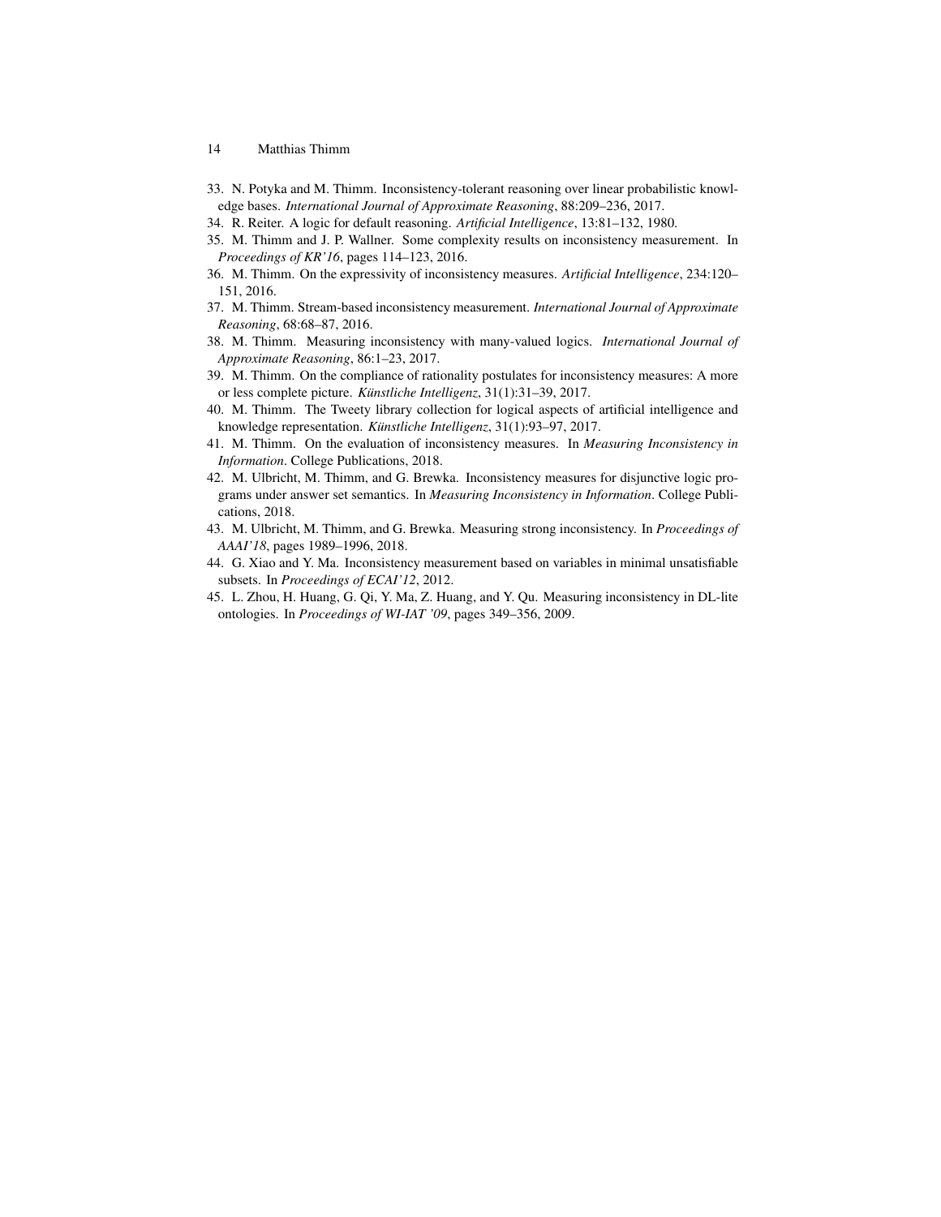33. N. Potyka and M. Thimm. Inconsistency-tolerant reasoning over linear probabilistic knowledge bases. *International Journal of Approximate Reasoning*, 88:209–236, 2017.
34. R. Reiter. A logic for default reasoning. *Artificial Intelligence*, 13:81–132, 1980.
35. M. Thimm and J. P. Wallner. Some complexity results on inconsistency measurement. In *Proceedings of KR'16*, pages 114–123, 2016.
36. M. Thimm. On the expressivity of inconsistency measures. *Artificial Intelligence*, 234:120–151, 2016.
37. M. Thimm. Stream-based inconsistency measurement. *International Journal of Approximate Reasoning*, 68:68–87, 2016.
38. M. Thimm. Measuring inconsistency with many-valued logics. *International Journal of Approximate Reasoning*, 86:1–23, 2017.
39. M. Thimm. On the compliance of rationality postulates for inconsistency measures: A more or less complete picture. *Künstliche Intelligenz*, 31(1):31–39, 2017.
40. M. Thimm. The Tweety library collection for logical aspects of artificial intelligence and knowledge representation. *Künstliche Intelligenz*, 31(1):93–97, 2017.
41. M. Thimm. On the evaluation of inconsistency measures. In *Measuring Inconsistency in Information*. College Publications, 2018.
42. M. Ulbricht, M. Thimm, and G. Brewka. Inconsistency measures for disjunctive logic programs under answer set semantics. In *Measuring Inconsistency in Information*. College Publications, 2018.
43. M. Ulbricht, M. Thimm, and G. Brewka. Measuring strong inconsistency. In *Proceedings of AAAI'18*, pages 1989–1996, 2018.
44. G. Xiao and Y. Ma. Inconsistency measurement based on variables in minimal unsatisfiable subsets. In *Proceedings of ECAI'12*, 2012.
45. L. Zhou, H. Huang, G. Qi, Y. Ma, Z. Huang, and Y. Qu. Measuring inconsistency in DL-lite ontologies. In *Proceedings of WI-IAT '09*, pages 349–356, 2009.